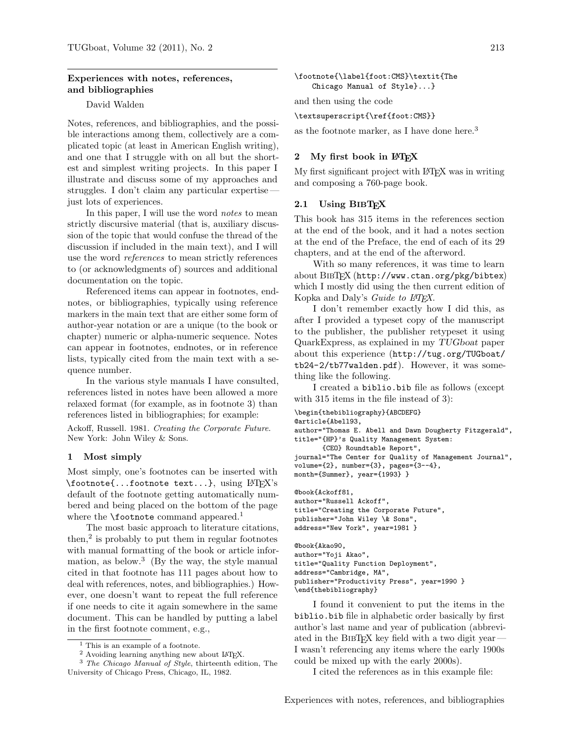## Experiences with notes, references, and bibliographies

David Walden

Notes, references, and bibliographies, and the possible interactions among them, collectively are a complicated topic (at least in American English writing), and one that I struggle with on all but the shortest and simplest writing projects. In this paper I illustrate and discuss some of my approaches and struggles. I don't claim any particular expertise — just lots of experiences.

In this paper, I will use the word *notes* to mean strictly discursive material (that is, auxiliary discussion of the topic that would confuse the thread of the discussion if included in the main text), and I will use the word *references* to mean strictly references to (or acknowledgments of) sources and additional documentation on the topic.

Referenced items can appear in footnotes, endnotes, or bibliographies, typically using reference markers in the main text that are either some form of author-year notation or are a unique (to the book or chapter) numeric or alpha-numeric sequence. Notes can appear in footnotes, endnotes, or in reference lists, typically cited from the main text with a sequence number.

In the various style manuals I have consulted, references listed in notes have been allowed a more relaxed format (for example, as in footnote 3) than references listed in bibliographies; for example:

Ackoff, Russell. 1981. *Creating the Corporate Future*. New York: John Wiley & Sons.

### 1 Most simply

Most simply, one's footnotes can be inserted with `\footnote{...footnote text...}`, using LaTeX's default of the footnote getting automatically numbered and being placed on the bottom of the page where the `\footnote` command appeared.[1]

The most basic approach to literature citations, then,[2] is probably to put them in regular footnotes with manual formatting of the book or article information, as below.[3] (By the way, the style manual cited in that footnote has 111 pages about how to deal with references, notes, and bibliographies.) However, one doesn't want to repeat the full reference if one needs to cite it again somewhere in the same document. This can be handled by putting a label in the first footnote comment, e.g.,

```
\footnote{\label{foot:CMS}\textit{The
    Chicago Manual of Style}...}
```

and then using the code

```
\textsuperscript{\ref{foot:CMS}}
```

as the footnote marker, as I have done here.[3]

### 2 My first book in LaTeX

My first significant project with LaTeX was in writing and composing a 760-page book.

#### 2.1 Using BibTeX

This book has 315 items in the references section at the end of the book, and it had a notes section at the end of the Preface, the end of each of its 29 chapters, and at the end of the afterword.

With so many references, it was time to learn about BibTeX (`http://www.ctan.org/pkg/bibtex`) which I mostly did using the then current edition of Kopka and Daly's *Guide to LaTeX*.

I don't remember exactly how I did this, as after I provided a typeset copy of the manuscript to the publisher, the publisher retypeset it using QuarkExpress, as explained in my *TUGboat* paper about this experience (`http://tug.org/TUGboat/tb24-2/tb77walden.pdf`). However, it was something like the following.

I created a `biblio.bib` file as follows (except with 315 items in the file instead of 3):

```
\begin{thebibliography}{ABCDEFG}
@article{Abell93,
author="Thomas E. Abell and Dawn Dougherty Fitzgerald",
title="{HP}'s Quality Management System:
       {CEO} Roundtable Report",
journal="The Center for Quality of Management Journal",
volume={2}, number={3}, pages={3--4},
month={Summer}, year={1993} }

@book{Ackoff81,
author="Russell Ackoff",
title="Creating the Corporate Future",
publisher="John Wiley \& Sons",
address="New York", year=1981 }

@book{Akao90,
author="Yoji Akao",
title="Quality Function Deployment",
address="Cambridge, MA",
publisher="Productivity Press", year=1990 }
\end{thebibliography}
```

I found it convenient to put the items in the `biblio.bib` file in alphabetic order basically by first author's last name and year of publication (abbreviated in the BibTeX key field with a two digit year — I wasn't referencing any items where the early 1900s could be mixed up with the early 2000s).

I cited the references as in this example file:

---

[1] This is an example of a footnote.

[2] Avoiding learning anything new about LaTeX.

[3] *The Chicago Manual of Style*, thirteenth edition, The University of Chicago Press, Chicago, IL, 1982.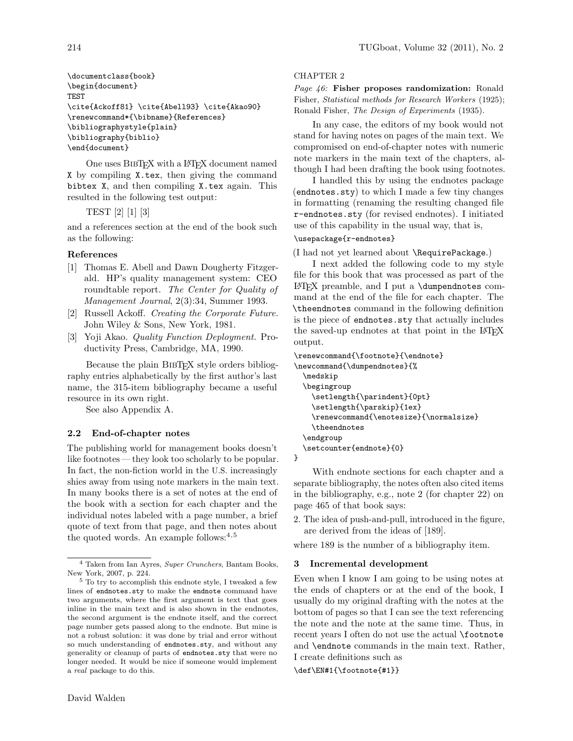```
\documentclass{book}
\begin{document}
TEST
\cite{Ackoff81} \cite{Abell93} \cite{Akao90}
\renewcommand*{\bibname}{References}
\bibliographystyle{plain}
\bibliography{biblio}
\end{document}
```

One uses BibTeX with a LaTeX document named `X` by compiling `X.tex`, then giving the command `bibtex X`, and then compiling `X.tex` again. This resulted in the following test output:

TEST [2] [1] [3]

and a references section at the end of the book such as the following:

**References**

[1] Thomas E. Abell and Dawn Dougherty Fitzgerald. HP's quality management system: CEO roundtable report. *The Center for Quality of Management Journal*, 2(3):34, Summer 1993.

[2] Russell Ackoff. *Creating the Corporate Future*. John Wiley & Sons, New York, 1981.

[3] Yoji Akao. *Quality Function Deployment*. Productivity Press, Cambridge, MA, 1990.

Because the plain BibTeX style orders bibliography entries alphabetically by the first author's last name, the 315-item bibliography became a useful resource in its own right.

See also Appendix A.

## 2.2 End-of-chapter notes

The publishing world for management books doesn't like footnotes — they look too scholarly to be popular. In fact, the non-fiction world in the U.S. increasingly shies away from using note markers in the main text. In many books there is a set of notes at the end of the book with a section for each chapter and the individual notes labeled with a page number, a brief quote of text from that page, and then notes about the quoted words. An example follows:[4,5]

CHAPTER 2

*Page 46:* **Fisher proposes randomization:** Ronald Fisher, *Statistical methods for Research Workers* (1925); Ronald Fisher, *The Design of Experiments* (1935).

In any case, the editors of my book would not stand for having notes on pages of the main text. We compromised on end-of-chapter notes with numeric note markers in the main text of the chapters, although I had been drafting the book using footnotes.

I handled this by using the endnotes package (`endnotes.sty`) to which I made a few tiny changes in formatting (renaming the resulting changed file `r-endnotes.sty` (for revised endnotes). I initiated use of this capability in the usual way, that is,

```
\usepackage{r-endnotes}
```

(I had not yet learned about `\RequirePackage`.)

I next added the following code to my style file for this book that was processed as part of the LaTeX preamble, and I put a `\dumpendnotes` command at the end of the file for each chapter. The `\theendnotes` command in the following definition is the piece of `endnotes.sty` that actually includes the saved-up endnotes at that point in the LaTeX output.

```
\renewcommand{\footnote}{\endnote}
\newcommand{\dumpendnotes}{%
  \medskip
  \begingroup
    \setlength{\parindent}{0pt}
    \setlength{\parskip}{1ex}
    \renewcommand{\enotesize}{\normalsize}
    \theendnotes
  \endgroup
  \setcounter{endnote}{0}
}
```

With endnote sections for each chapter and a separate bibliography, the notes often also cited items in the bibliography, e.g., note 2 (for chapter 22) on page 465 of that book says:

2. The idea of push-and-pull, introduced in the figure, are derived from the ideas of [189].

where 189 is the number of a bibliography item.

# 3 Incremental development

Even when I know I am going to be using notes at the ends of chapters or at the end of the book, I usually do my original drafting with the notes at the bottom of pages so that I can see the text referencing the note and the note at the same time. Thus, in recent years I often do not use the actual `\footnote` and `\endnote` commands in the main text. Rather, I create definitions such as

```
\def\EN#1{\footnote{#1}}
```

---

[4] Taken from Ian Ayres, *Super Crunchers*, Bantam Books, New York, 2007, p. 224.

[5] To try to accomplish this endnote style, I tweaked a few lines of `endnotes.sty` to make the `endnote` command have two arguments, where the first argument is text that goes inline in the main text and is also shown in the endnotes, the second argument is the endnote itself, and the correct page number gets passed along to the endnote. But mine is not a robust solution: it was done by trial and error without so much understanding of `endnotes.sty`, and without any generality or cleanup of parts of `endnotes.sty` that were no longer needed. It would be nice if someone would implement a *real* package to do this.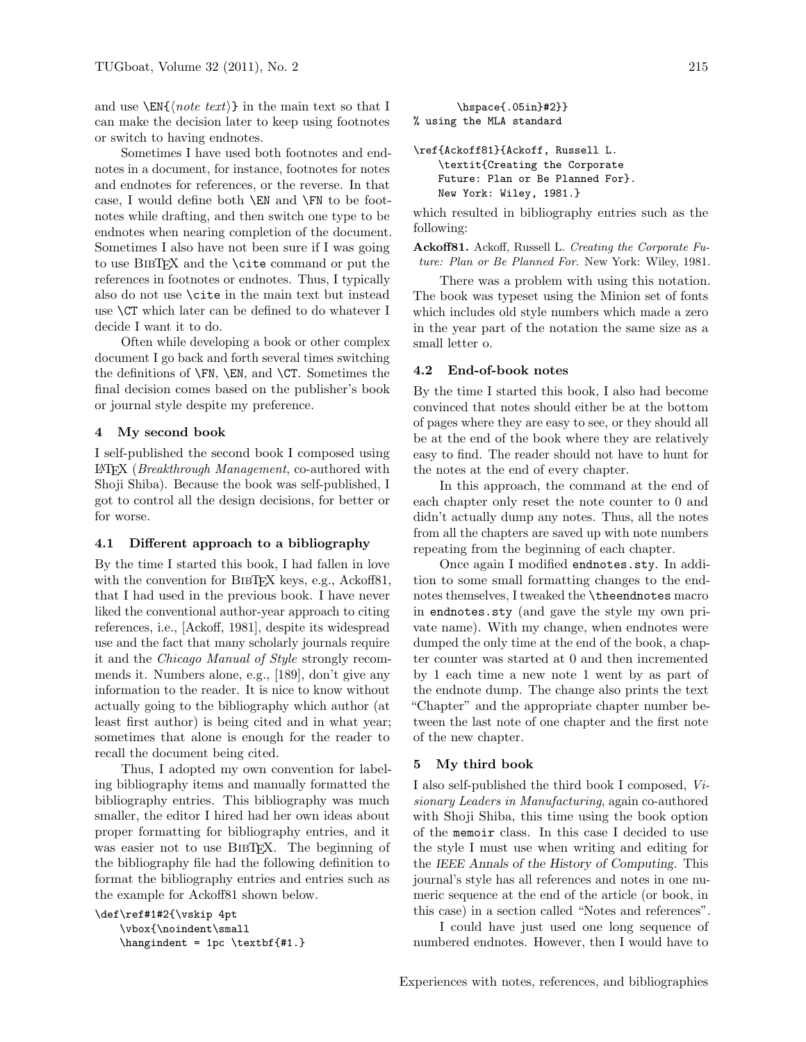and use \EN{⟨*note text*⟩} in the main text so that I can make the decision later to keep using footnotes or switch to having endnotes.

Sometimes I have used both footnotes and endnotes in a document, for instance, footnotes for notes and endnotes for references, or the reverse. In that case, I would define both \EN and \FN to be footnotes while drafting, and then switch one type to be endnotes when nearing completion of the document. Sometimes I also have not been sure if I was going to use BibTeX and the \cite command or put the references in footnotes or endnotes. Thus, I typically also do not use \cite in the main text but instead use \CT which later can be defined to do whatever I decide I want it to do.

Often while developing a book or other complex document I go back and forth several times switching the definitions of \FN, \EN, and \CT. Sometimes the final decision comes based on the publisher's book or journal style despite my preference.

## 4 My second book

I self-published the second book I composed using LaTeX (*Breakthrough Management*, co-authored with Shoji Shiba). Because the book was self-published, I got to control all the design decisions, for better or for worse.

### 4.1 Different approach to a bibliography

By the time I started this book, I had fallen in love with the convention for BibTeX keys, e.g., Ackoff81, that I had used in the previous book. I have never liked the conventional author-year approach to citing references, i.e., [Ackoff, 1981], despite its widespread use and the fact that many scholarly journals require it and the *Chicago Manual of Style* strongly recommends it. Numbers alone, e.g., [189], don't give any information to the reader. It is nice to know without actually going to the bibliography which author (at least first author) is being cited and in what year; sometimes that alone is enough for the reader to recall the document being cited.

Thus, I adopted my own convention for labeling bibliography items and manually formatted the bibliography entries. This bibliography was much smaller, the editor I hired had her own ideas about proper formatting for bibliography entries, and it was easier not to use BibTeX. The beginning of the bibliography file had the following definition to format the bibliography entries and entries such as the example for Ackoff81 shown below.

```
\def\ref#1#2{\vskip 4pt
    \vbox{\noindent\small
    \hangindent = 1pc \textbf{#1.}
        \hspace{.05in}#2}}
% using the MLA standard

\ref{Ackoff81}{Ackoff, Russell L.
    \textit{Creating the Corporate
    Future: Plan or Be Planned For}.
    New York: Wiley, 1981.}
```

which resulted in bibliography entries such as the following:

**Ackoff81.** Ackoff, Russell L. *Creating the Corporate Future: Plan or Be Planned For.* New York: Wiley, 1981.

There was a problem with using this notation. The book was typeset using the Minion set of fonts which includes old style numbers which made a zero in the year part of the notation the same size as a small letter o.

### 4.2 End-of-book notes

By the time I started this book, I also had become convinced that notes should either be at the bottom of pages where they are easy to see, or they should all be at the end of the book where they are relatively easy to find. The reader should not have to hunt for the notes at the end of every chapter.

In this approach, the command at the end of each chapter only reset the note counter to 0 and didn't actually dump any notes. Thus, all the notes from all the chapters are saved up with note numbers repeating from the beginning of each chapter.

Once again I modified endnotes.sty. In addition to some small formatting changes to the endnotes themselves, I tweaked the \theendnotes macro in endnotes.sty (and gave the style my own private name). With my change, when endnotes were dumped the only time at the end of the book, a chapter counter was started at 0 and then incremented by 1 each time a new note 1 went by as part of the endnote dump. The change also prints the text "Chapter" and the appropriate chapter number between the last note of one chapter and the first note of the new chapter.

## 5 My third book

I also self-published the third book I composed, *Visionary Leaders in Manufacturing*, again co-authored with Shoji Shiba, this time using the book option of the memoir class. In this case I decided to use the style I must use when writing and editing for the *IEEE Annals of the History of Computing*. This journal's style has all references and notes in one numeric sequence at the end of the article (or book, in this case) in a section called "Notes and references".

I could have just used one long sequence of numbered endnotes. However, then I would have to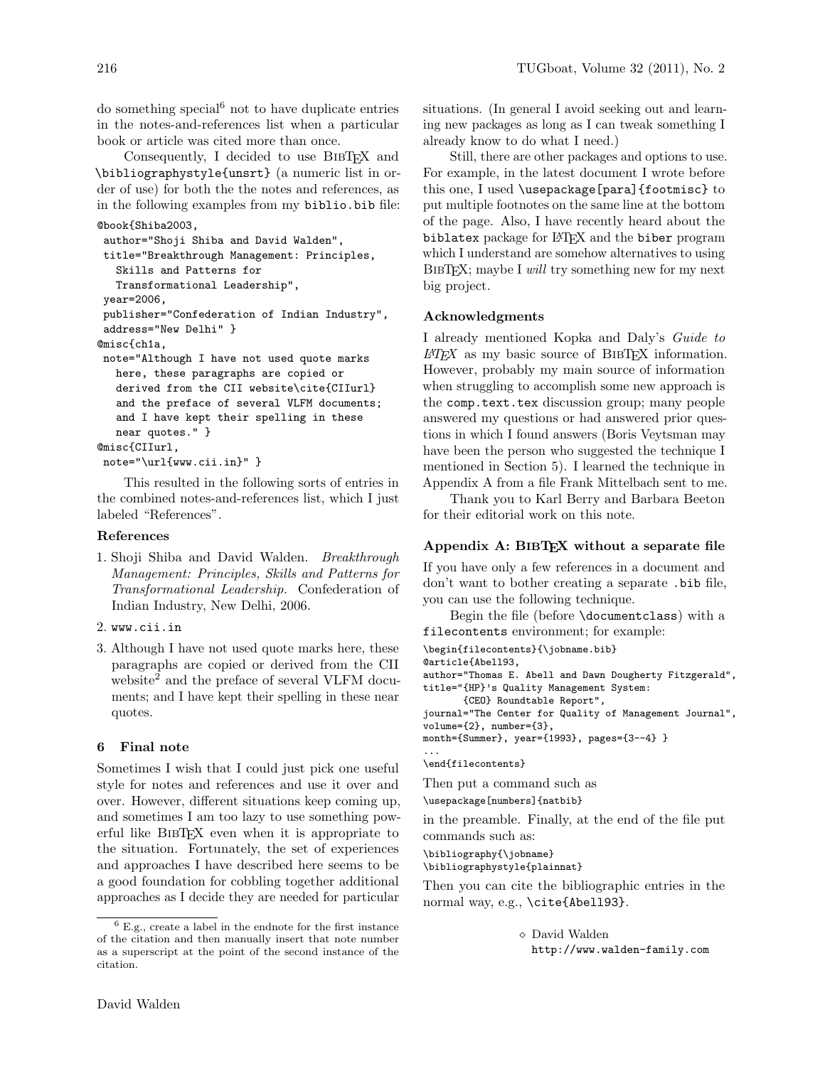do something special[6] not to have duplicate entries in the notes-and-references list when a particular book or article was cited more than once.

Consequently, I decided to use BibTeX and `\bibliographystyle{unsrt}` (a numeric list in order of use) for both the the notes and references, as in the following examples from my `biblio.bib` file:

```
@book{Shiba2003,
 author="Shoji Shiba and David Walden",
 title="Breakthrough Management: Principles,
   Skills and Patterns for
   Transformational Leadership",
 year=2006,
 publisher="Confederation of Indian Industry",
 address="New Delhi" }
@misc{ch1a,
 note="Although I have not used quote marks
   here, these paragraphs are copied or
   derived from the CII website\cite{CIIurl}
   and the preface of several VLFM documents;
   and I have kept their spelling in these
   near quotes." }
@misc{CIIurl,
 note="\url{www.cii.in}" }
```

This resulted in the following sorts of entries in the combined notes-and-references list, which I just labeled "References".

**References**

1. Shoji Shiba and David Walden. *Breakthrough Management: Principles, Skills and Patterns for Transformational Leadership.* Confederation of Indian Industry, New Delhi, 2006.
2. `www.cii.in`
3. Although I have not used quote marks here, these paragraphs are copied or derived from the CII website[2] and the preface of several VLFM documents; and I have kept their spelling in these near quotes.

## 6 Final note

Sometimes I wish that I could just pick one useful style for notes and references and use it over and over. However, different situations keep coming up, and sometimes I am too lazy to use something powerful like BibTeX even when it is appropriate to the situation. Fortunately, the set of experiences and approaches I have described here seems to be a good foundation for cobbling together additional approaches as I decide they are needed for particular situations. (In general I avoid seeking out and learning new packages as long as I can tweak something I already know to do what I need.)

Still, there are other packages and options to use. For example, in the latest document I wrote before this one, I used `\usepackage[para]{footmisc}` to put multiple footnotes on the same line at the bottom of the page. Also, I have recently heard about the `biblatex` package for LaTeX and the `biber` program which I understand are somehow alternatives to using BibTeX; maybe I *will* try something new for my next big project.

### Acknowledgments

I already mentioned Kopka and Daly's *Guide to LaTeX* as my basic source of BibTeX information. However, probably my main source of information when struggling to accomplish some new approach is the `comp.text.tex` discussion group; many people answered my questions or had answered prior questions in which I found answers (Boris Veytsman may have been the person who suggested the technique I mentioned in Section 5). I learned the technique in Appendix A from a file Frank Mittelbach sent to me.

Thank you to Karl Berry and Barbara Beeton for their editorial work on this note.

### Appendix A: BibTeX without a separate file

If you have only a few references in a document and don't want to bother creating a separate `.bib` file, you can use the following technique.

Begin the file (before `\documentclass`) with a `filecontents` environment; for example:

```
\begin{filecontents}{\jobname.bib}
@article{Abell93,
author="Thomas E. Abell and Dawn Dougherty Fitzgerald",
title="{HP}'s Quality Management System:
       {CEO} Roundtable Report",
journal="The Center for Quality of Management Journal",
volume={2}, number={3},
month={Summer}, year={1993}, pages={3--4} }
...
\end{filecontents}
```

Then put a command such as

```
\usepackage[numbers]{natbib}
```

in the preamble. Finally, at the end of the file put commands such as:

```
\bibliography{\jobname}
\bibliographystyle{plainnat}
```

Then you can cite the bibliographic entries in the normal way, e.g., `\cite{Abell93}`.

◇ David Walden
`http://www.walden-family.com`

---

[6] E.g., create a label in the endnote for the first instance of the citation and then manually insert that note number as a superscript at the point of the second instance of the citation.